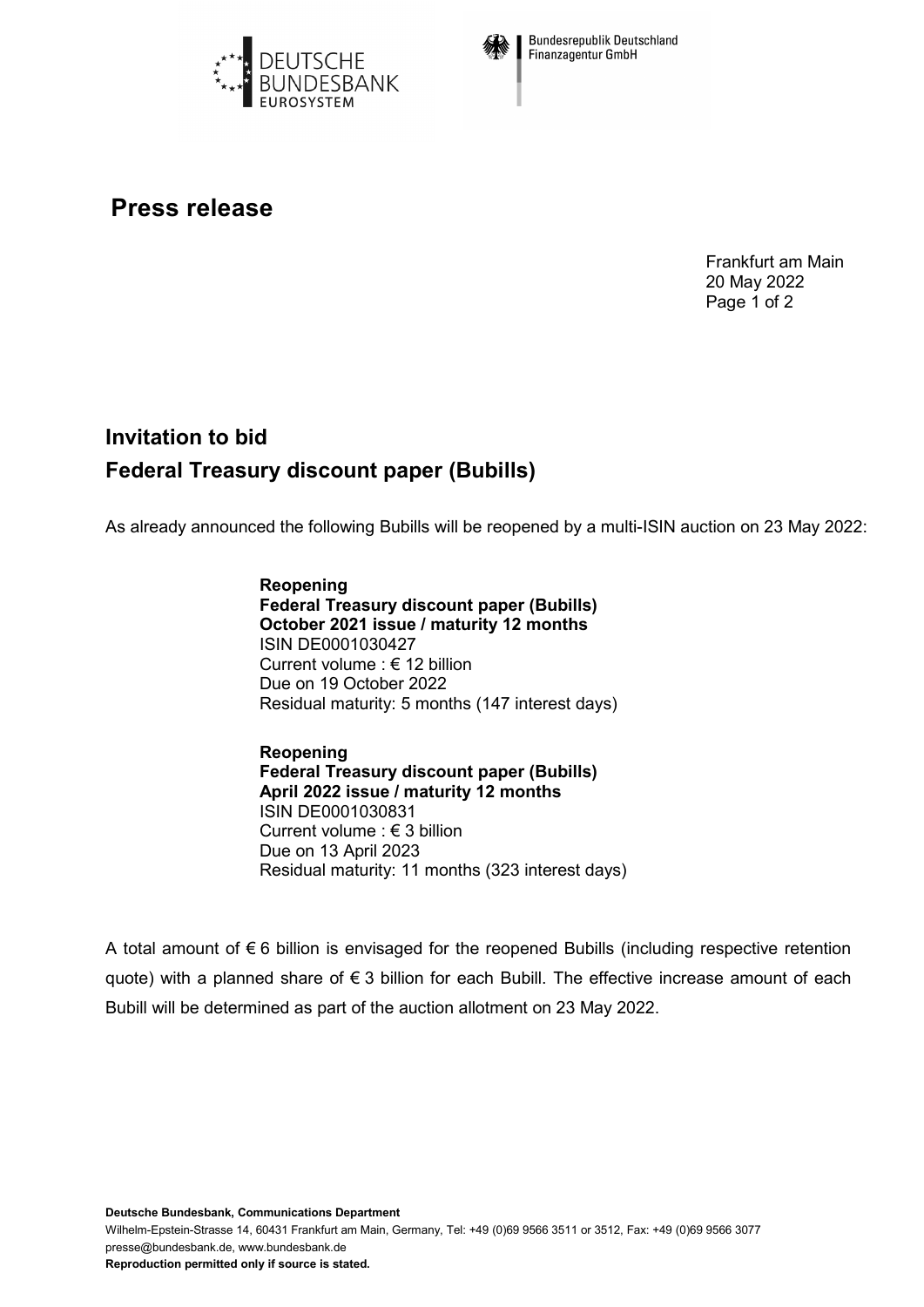# Press release

Frankfurt am Main
20 May 2022

## Invitation to bid

## Federal Treasury discount paper (Bubills)

As already announced the following Bubills will be reopened by a multi-ISIN auction on 23 May 2022:

**Reopening**
**Federal Treasury discount paper (Bubills)**
**October 2021 issue / maturity 12 months**
ISIN DE0001030427
Current volume : € 12 billion
Due on 19 October 2022
Residual maturity: 5 months (147 interest days)

**Reopening**
**Federal Treasury discount paper (Bubills)**
**April 2022 issue / maturity 12 months**
ISIN DE0001030831
Current volume : € 3 billion
Due on 13 April 2023
Residual maturity: 11 months (323 interest days)

A total amount of € 6 billion is envisaged for the reopened Bubills (including respective retention quote) with a planned share of € 3 billion for each Bubill. The effective increase amount of each Bubill will be determined as part of the auction allotment on 23 May 2022.

**Deutsche Bundesbank, Communications Department**
Wilhelm-Epstein-Strasse 14, 60431 Frankfurt am Main, Germany, Tel: +49 (0)69 9566 3511 or 3512, Fax: +49 (0)69 9566 3077
presse@bundesbank.de, www.bundesbank.de
**Reproduction permitted only if source is stated.**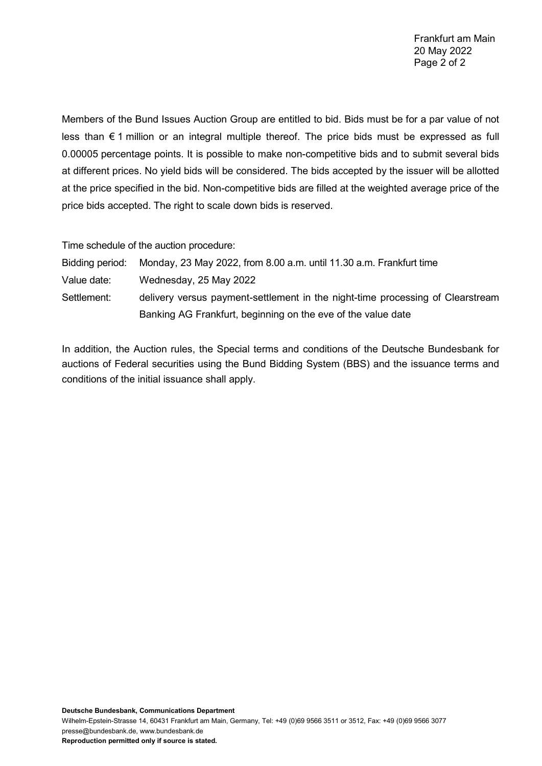Members of the Bund Issues Auction Group are entitled to bid. Bids must be for a par value of not less than € 1 million or an integral multiple thereof. The price bids must be expressed as full 0.00005 percentage points. It is possible to make non-competitive bids and to submit several bids at different prices. No yield bids will be considered. The bids accepted by the issuer will be allotted at the price specified in the bid. Non-competitive bids are filled at the weighted average price of the price bids accepted. The right to scale down bids is reserved.

Time schedule of the auction procedure:

| | |
|---|---|
| Bidding period: | Monday, 23 May 2022, from 8.00 a.m. until 11.30 a.m. Frankfurt time |
| Value date: | Wednesday, 25 May 2022 |
| Settlement: | delivery versus payment-settlement in the night-time processing of Clearstream Banking AG Frankfurt, beginning on the eve of the value date |

In addition, the Auction rules, the Special terms and conditions of the Deutsche Bundesbank for auctions of Federal securities using the Bund Bidding System (BBS) and the issuance terms and conditions of the initial issuance shall apply.

**Deutsche Bundesbank, Communications Department**
Wilhelm-Epstein-Strasse 14, 60431 Frankfurt am Main, Germany, Tel: +49 (0)69 9566 3511 or 3512, Fax: +49 (0)69 9566 3077
presse@bundesbank.de, www.bundesbank.de
**Reproduction permitted only if source is stated.**